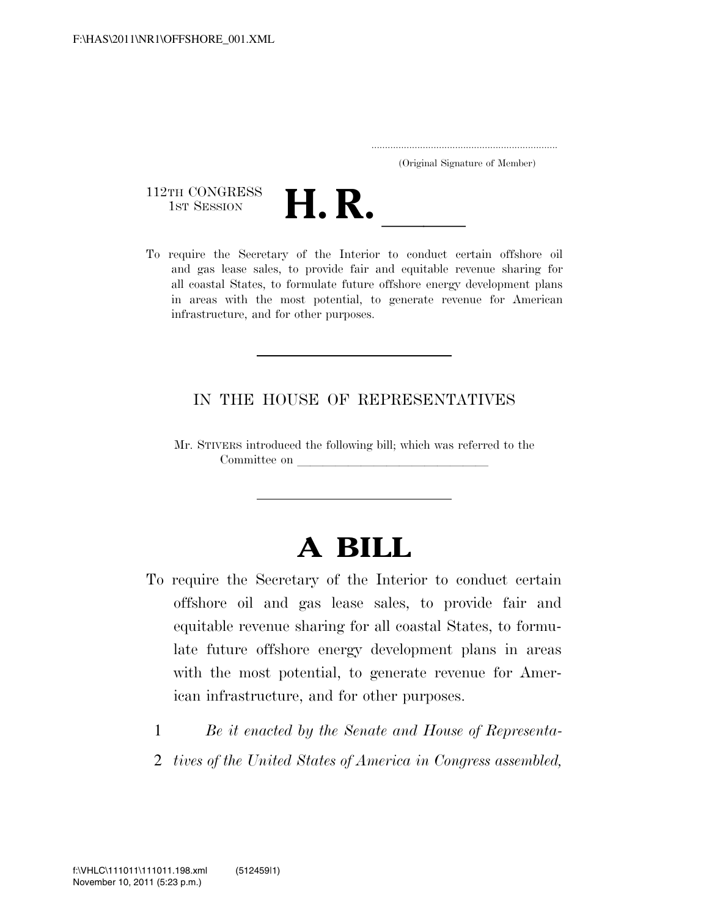F:\HAS\2011\NR1\OFFSHORE_001.XML

.....................................................................
(Original Signature of Member)

112TH CONGRESS
1ST SESSION

# H. R. \_\_\_\_\_

To require the Secretary of the Interior to conduct certain offshore oil and gas lease sales, to provide fair and equitable revenue sharing for all coastal States, to formulate future offshore energy development plans in areas with the most potential, to generate revenue for American infrastructure, and for other purposes.

---

IN THE HOUSE OF REPRESENTATIVES

Mr. STIVERS introduced the following bill; which was referred to the Committee on \_\_\_\_\_\_\_\_\_\_\_\_\_\_\_\_\_\_\_\_\_\_\_\_\_\_\_\_\_\_

---

# A BILL

To require the Secretary of the Interior to conduct certain offshore oil and gas lease sales, to provide fair and equitable revenue sharing for all coastal States, to formulate future offshore energy development plans in areas with the most potential, to generate revenue for American infrastructure, and for other purposes.

1 *Be it enacted by the Senate and House of Representa-*
2 *tives of the United States of America in Congress assembled,*

f:\VHLC\111011\111011.198.xml (512459|1)
November 10, 2011 (5:23 p.m.)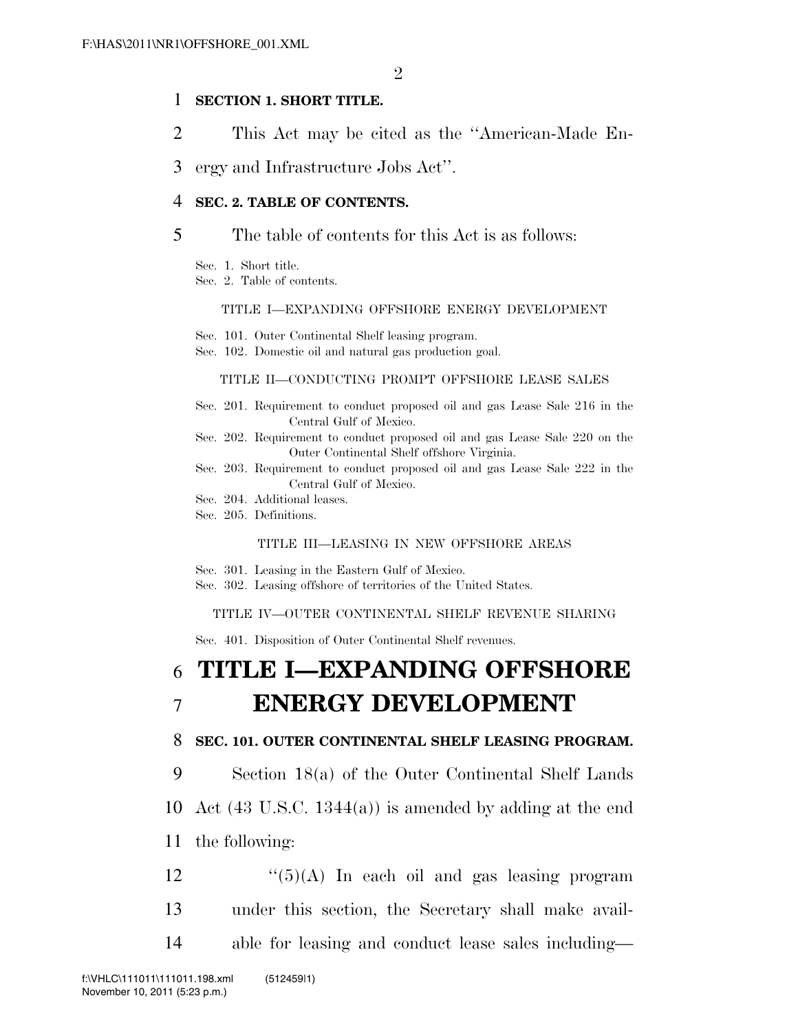**SECTION 1. SHORT TITLE.**

This Act may be cited as the ''American-Made Energy and Infrastructure Jobs Act''.

**SEC. 2. TABLE OF CONTENTS.**

The table of contents for this Act is as follows:

Sec. 1. Short title.
Sec. 2. Table of contents.

TITLE I—EXPANDING OFFSHORE ENERGY DEVELOPMENT

Sec. 101. Outer Continental Shelf leasing program.
Sec. 102. Domestic oil and natural gas production goal.

TITLE II—CONDUCTING PROMPT OFFSHORE LEASE SALES

Sec. 201. Requirement to conduct proposed oil and gas Lease Sale 216 in the Central Gulf of Mexico.
Sec. 202. Requirement to conduct proposed oil and gas Lease Sale 220 on the Outer Continental Shelf offshore Virginia.
Sec. 203. Requirement to conduct proposed oil and gas Lease Sale 222 in the Central Gulf of Mexico.
Sec. 204. Additional leases.
Sec. 205. Definitions.

TITLE III—LEASING IN NEW OFFSHORE AREAS

Sec. 301. Leasing in the Eastern Gulf of Mexico.
Sec. 302. Leasing offshore of territories of the United States.

TITLE IV—OUTER CONTINENTAL SHELF REVENUE SHARING

Sec. 401. Disposition of Outer Continental Shelf revenues.

# TITLE I—EXPANDING OFFSHORE ENERGY DEVELOPMENT

**SEC. 101. OUTER CONTINENTAL SHELF LEASING PROGRAM.**

Section 18(a) of the Outer Continental Shelf Lands Act (43 U.S.C. 1344(a)) is amended by adding at the end the following:

''(5)(A) In each oil and gas leasing program under this section, the Secretary shall make available for leasing and conduct lease sales including—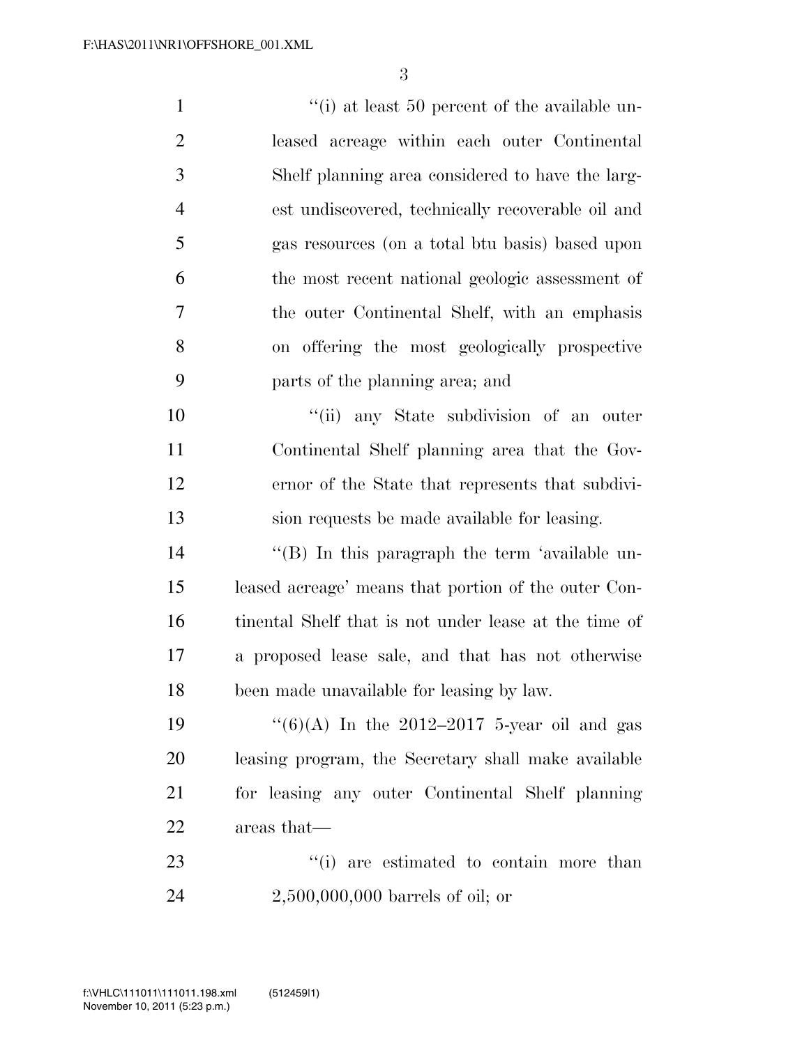''(i) at least 50 percent of the available unleased acreage within each outer Continental Shelf planning area considered to have the largest undiscovered, technically recoverable oil and gas resources (on a total btu basis) based upon the most recent national geologic assessment of the outer Continental Shelf, with an emphasis on offering the most geologically prospective parts of the planning area; and

''(ii) any State subdivision of an outer Continental Shelf planning area that the Governor of the State that represents that subdivision requests be made available for leasing.

''(B) In this paragraph the term 'available unleased acreage' means that portion of the outer Continental Shelf that is not under lease at the time of a proposed lease sale, and that has not otherwise been made unavailable for leasing by law.

''(6)(A) In the 2012–2017 5-year oil and gas leasing program, the Secretary shall make available for leasing any outer Continental Shelf planning areas that—

''(i) are estimated to contain more than 2,500,000,000 barrels of oil; or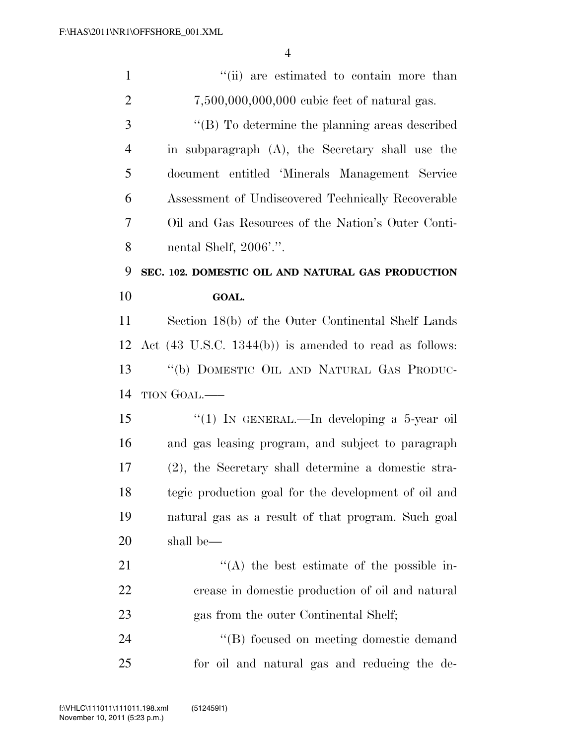"(ii) are estimated to contain more than 7,500,000,000,000 cubic feet of natural gas.

"(B) To determine the planning areas described in subparagraph (A), the Secretary shall use the document entitled 'Minerals Management Service Assessment of Undiscovered Technically Recoverable Oil and Gas Resources of the Nation's Outer Continental Shelf, 2006'.".

**SEC. 102. DOMESTIC OIL AND NATURAL GAS PRODUCTION GOAL.**

Section 18(b) of the Outer Continental Shelf Lands Act (43 U.S.C. 1344(b)) is amended to read as follows:

"(b) DOMESTIC OIL AND NATURAL GAS PRODUCTION GOAL.—

"(1) IN GENERAL.—In developing a 5-year oil and gas leasing program, and subject to paragraph (2), the Secretary shall determine a domestic strategic production goal for the development of oil and natural gas as a result of that program. Such goal shall be—

"(A) the best estimate of the possible increase in domestic production of oil and natural gas from the outer Continental Shelf;

"(B) focused on meeting domestic demand for oil and natural gas and reducing the de-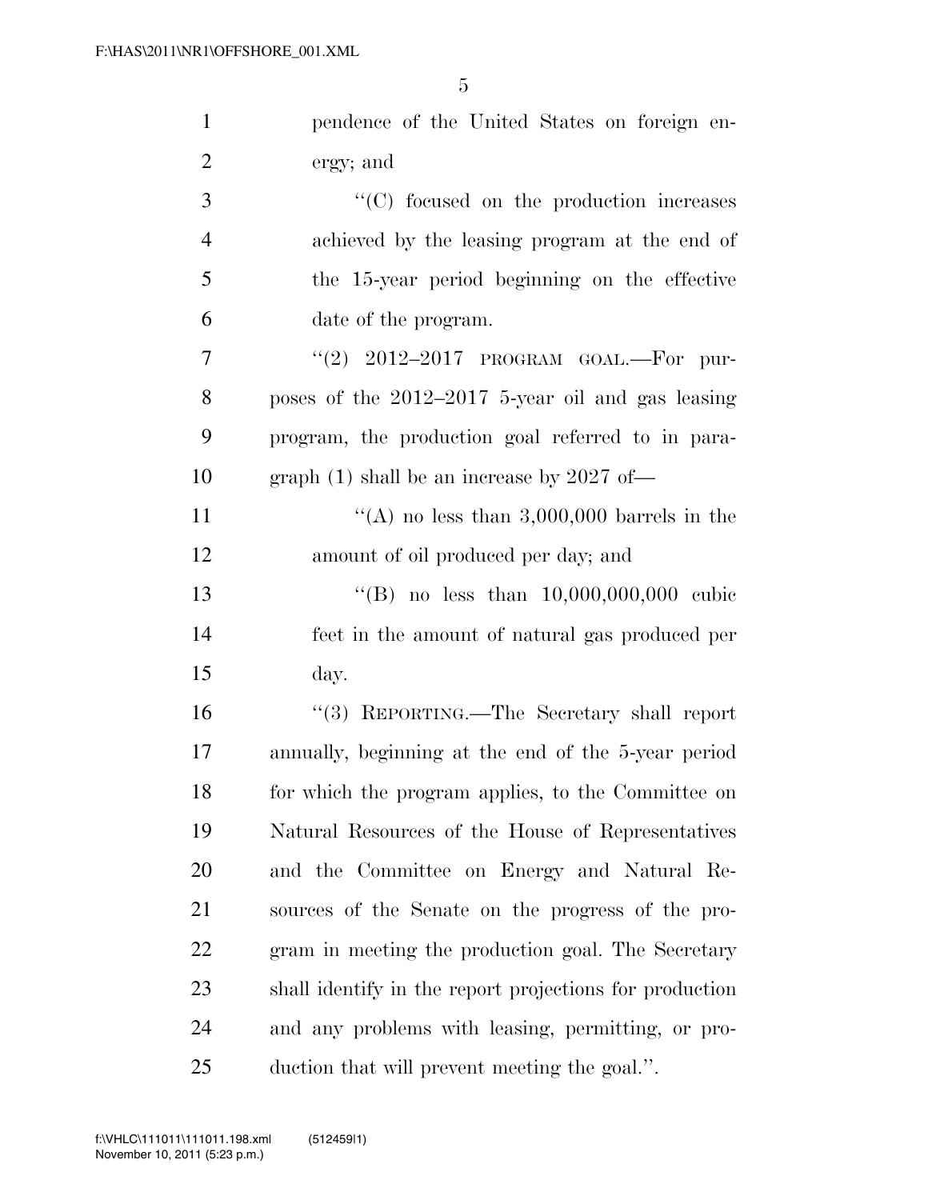pendence of the United States on foreign energy; and

"(C) focused on the production increases achieved by the leasing program at the end of the 15-year period beginning on the effective date of the program.

"(2) 2012–2017 PROGRAM GOAL.—For purposes of the 2012–2017 5-year oil and gas leasing program, the production goal referred to in paragraph (1) shall be an increase by 2027 of—

"(A) no less than 3,000,000 barrels in the amount of oil produced per day; and

"(B) no less than 10,000,000,000 cubic feet in the amount of natural gas produced per day.

"(3) REPORTING.—The Secretary shall report annually, beginning at the end of the 5-year period for which the program applies, to the Committee on Natural Resources of the House of Representatives and the Committee on Energy and Natural Resources of the Senate on the progress of the program in meeting the production goal. The Secretary shall identify in the report projections for production and any problems with leasing, permitting, or production that will prevent meeting the goal.".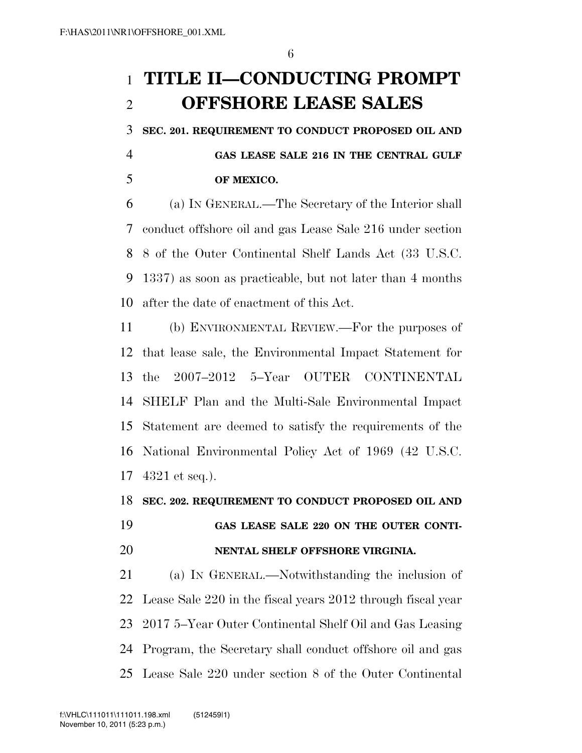# TITLE II—CONDUCTING PROMPT OFFSHORE LEASE SALES

**SEC. 201. REQUIREMENT TO CONDUCT PROPOSED OIL AND GAS LEASE SALE 216 IN THE CENTRAL GULF OF MEXICO.**

(a) IN GENERAL.—The Secretary of the Interior shall conduct offshore oil and gas Lease Sale 216 under section 8 of the Outer Continental Shelf Lands Act (33 U.S.C. 1337) as soon as practicable, but not later than 4 months after the date of enactment of this Act.

(b) ENVIRONMENTAL REVIEW.—For the purposes of that lease sale, the Environmental Impact Statement for the 2007–2012 5–Year OUTER CONTINENTAL SHELF Plan and the Multi-Sale Environmental Impact Statement are deemed to satisfy the requirements of the National Environmental Policy Act of 1969 (42 U.S.C. 4321 et seq.).

**SEC. 202. REQUIREMENT TO CONDUCT PROPOSED OIL AND GAS LEASE SALE 220 ON THE OUTER CONTINENTAL SHELF OFFSHORE VIRGINIA.**

(a) IN GENERAL.—Notwithstanding the inclusion of Lease Sale 220 in the fiscal years 2012 through fiscal year 2017 5–Year Outer Continental Shelf Oil and Gas Leasing Program, the Secretary shall conduct offshore oil and gas Lease Sale 220 under section 8 of the Outer Continental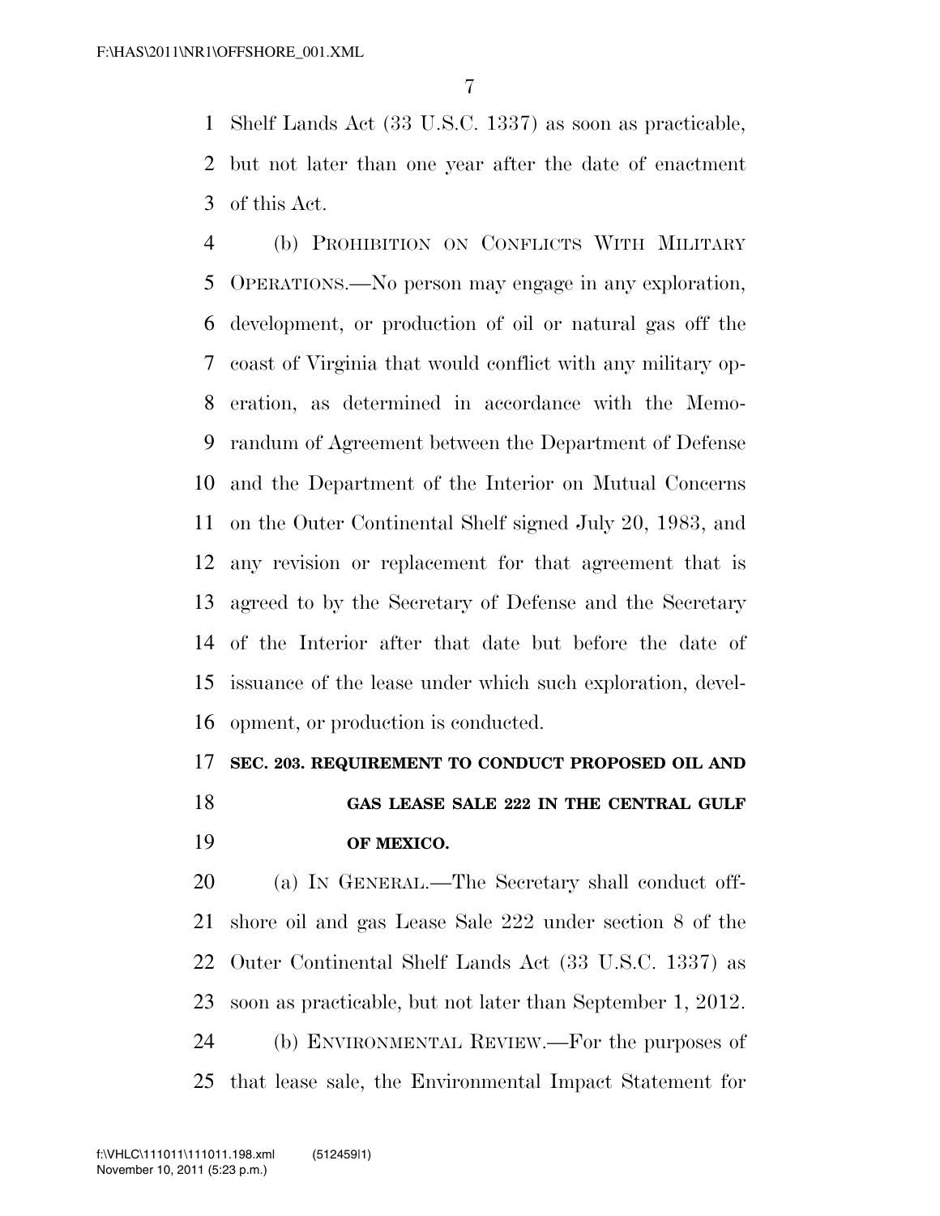Shelf Lands Act (33 U.S.C. 1337) as soon as practicable, but not later than one year after the date of enactment of this Act.

(b) PROHIBITION ON CONFLICTS WITH MILITARY OPERATIONS.—No person may engage in any exploration, development, or production of oil or natural gas off the coast of Virginia that would conflict with any military operation, as determined in accordance with the Memorandum of Agreement between the Department of Defense and the Department of the Interior on Mutual Concerns on the Outer Continental Shelf signed July 20, 1983, and any revision or replacement for that agreement that is agreed to by the Secretary of Defense and the Secretary of the Interior after that date but before the date of issuance of the lease under which such exploration, development, or production is conducted.

### SEC. 203. REQUIREMENT TO CONDUCT PROPOSED OIL AND GAS LEASE SALE 222 IN THE CENTRAL GULF OF MEXICO.

(a) IN GENERAL.—The Secretary shall conduct offshore oil and gas Lease Sale 222 under section 8 of the Outer Continental Shelf Lands Act (33 U.S.C. 1337) as soon as practicable, but not later than September 1, 2012.

(b) ENVIRONMENTAL REVIEW.—For the purposes of that lease sale, the Environmental Impact Statement for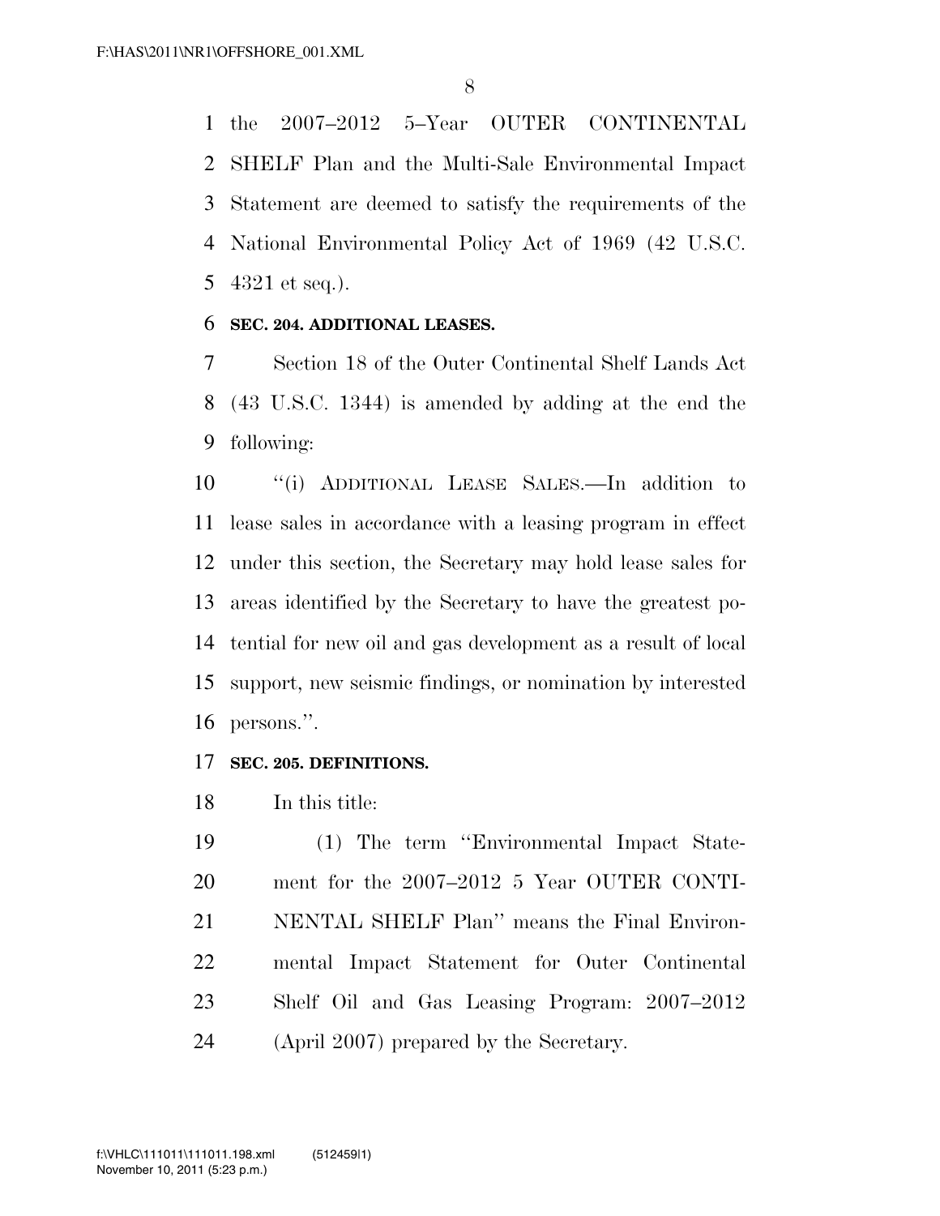the 2007–2012 5–Year OUTER CONTINENTAL SHELF Plan and the Multi-Sale Environmental Impact Statement are deemed to satisfy the requirements of the National Environmental Policy Act of 1969 (42 U.S.C. 4321 et seq.).

**SEC. 204. ADDITIONAL LEASES.**

Section 18 of the Outer Continental Shelf Lands Act (43 U.S.C. 1344) is amended by adding at the end the following:

''(i) ADDITIONAL LEASE SALES.—In addition to lease sales in accordance with a leasing program in effect under this section, the Secretary may hold lease sales for areas identified by the Secretary to have the greatest potential for new oil and gas development as a result of local support, new seismic findings, or nomination by interested persons.''.

**SEC. 205. DEFINITIONS.**

In this title:

(1) The term ''Environmental Impact Statement for the 2007–2012 5 Year OUTER CONTINENTAL SHELF Plan'' means the Final Environmental Impact Statement for Outer Continental Shelf Oil and Gas Leasing Program: 2007–2012 (April 2007) prepared by the Secretary.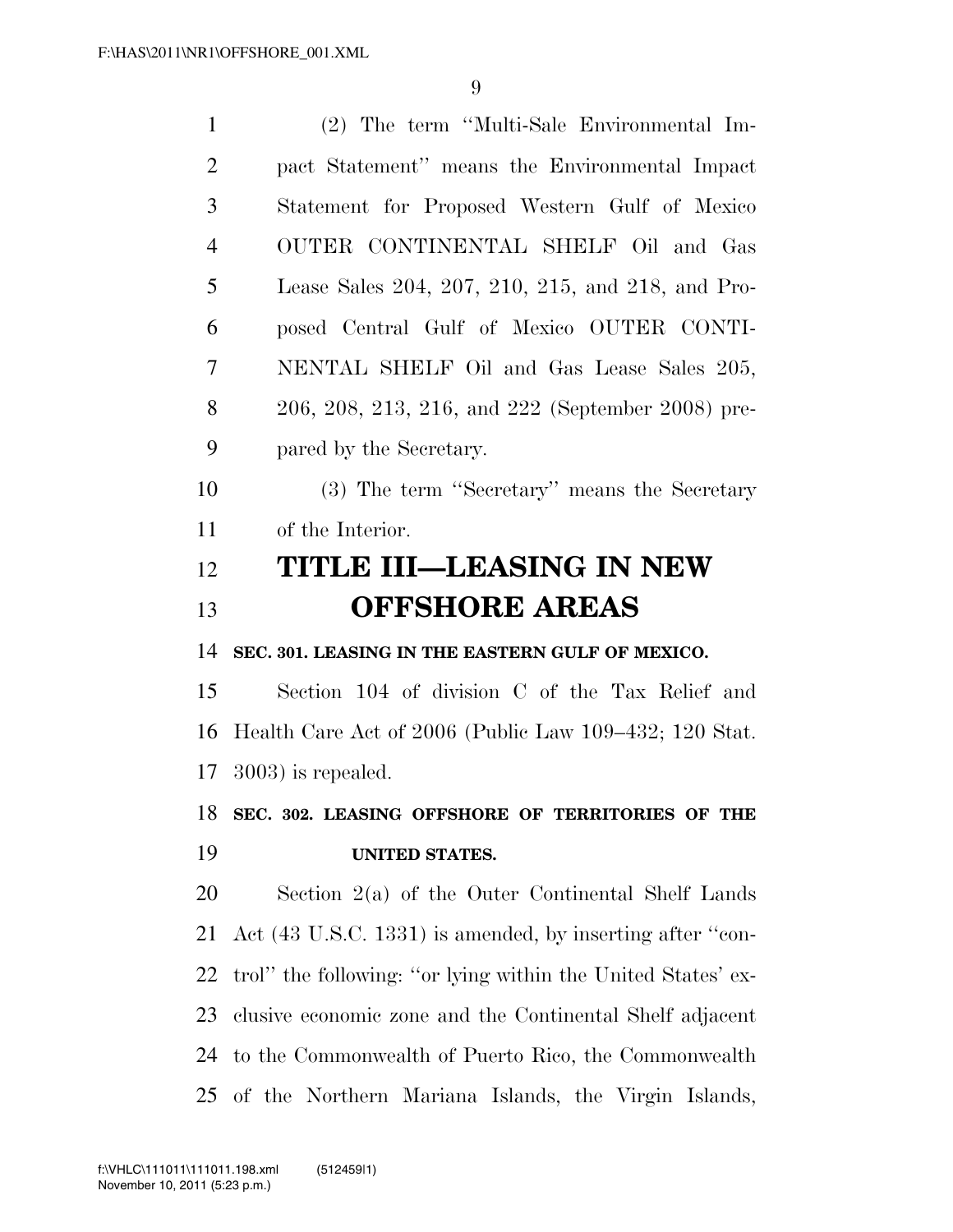(2) The term "Multi-Sale Environmental Impact Statement" means the Environmental Impact Statement for Proposed Western Gulf of Mexico OUTER CONTINENTAL SHELF Oil and Gas Lease Sales 204, 207, 210, 215, and 218, and Proposed Central Gulf of Mexico OUTER CONTINENTAL SHELF Oil and Gas Lease Sales 205, 206, 208, 213, 216, and 222 (September 2008) prepared by the Secretary.

(3) The term "Secretary" means the Secretary of the Interior.

# TITLE III—LEASING IN NEW OFFSHORE AREAS

**SEC. 301. LEASING IN THE EASTERN GULF OF MEXICO.**

Section 104 of division C of the Tax Relief and Health Care Act of 2006 (Public Law 109–432; 120 Stat. 3003) is repealed.

**SEC. 302. LEASING OFFSHORE OF TERRITORIES OF THE UNITED STATES.**

Section 2(a) of the Outer Continental Shelf Lands Act (43 U.S.C. 1331) is amended, by inserting after "control" the following: "or lying within the United States' exclusive economic zone and the Continental Shelf adjacent to the Commonwealth of Puerto Rico, the Commonwealth of the Northern Mariana Islands, the Virgin Islands,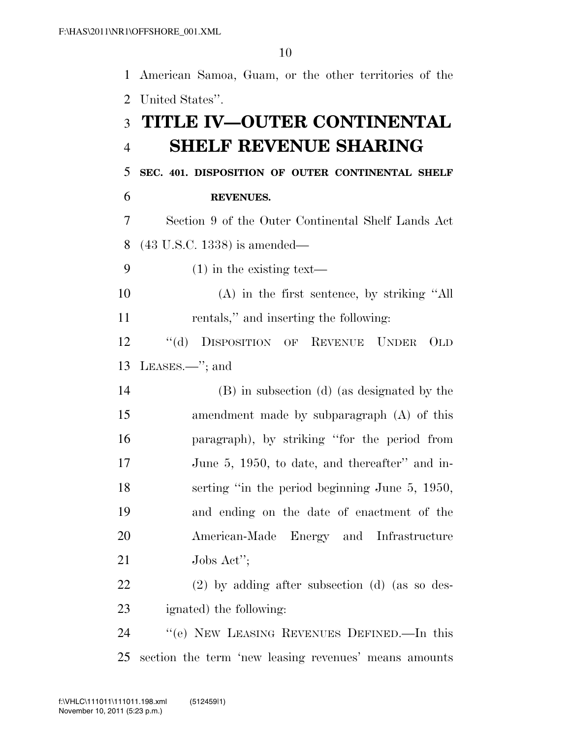American Samoa, Guam, or the other territories of the United States''.

# TITLE IV—OUTER CONTINENTAL SHELF REVENUE SHARING

**SEC. 401. DISPOSITION OF OUTER CONTINENTAL SHELF REVENUES.**

Section 9 of the Outer Continental Shelf Lands Act (43 U.S.C. 1338) is amended—

(1) in the existing text—

(A) in the first sentence, by striking ''All rentals,'' and inserting the following:

''(d) DISPOSITION OF REVENUE UNDER OLD LEASES.—''; and

(B) in subsection (d) (as designated by the amendment made by subparagraph (A) of this paragraph), by striking ''for the period from June 5, 1950, to date, and thereafter'' and inserting ''in the period beginning June 5, 1950, and ending on the date of enactment of the American-Made Energy and Infrastructure Jobs Act'';

(2) by adding after subsection (d) (as so designated) the following:

''(e) NEW LEASING REVENUES DEFINED.—In this section the term 'new leasing revenues' means amounts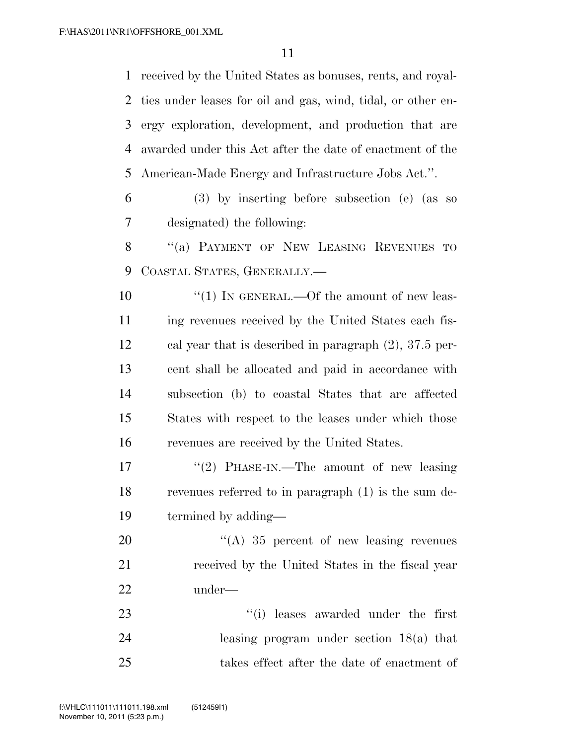received by the United States as bonuses, rents, and royalties under leases for oil and gas, wind, tidal, or other energy exploration, development, and production that are awarded under this Act after the date of enactment of the American-Made Energy and Infrastructure Jobs Act.''.

(3) by inserting before subsection (e) (as so designated) the following:

''(a) PAYMENT OF NEW LEASING REVENUES TO COASTAL STATES, GENERALLY.—

''(1) IN GENERAL.—Of the amount of new leasing revenues received by the United States each fiscal year that is described in paragraph (2), 37.5 percent shall be allocated and paid in accordance with subsection (b) to coastal States that are affected States with respect to the leases under which those revenues are received by the United States.

''(2) PHASE-IN.—The amount of new leasing revenues referred to in paragraph (1) is the sum determined by adding—

''(A) 35 percent of new leasing revenues received by the United States in the fiscal year under—

''(i) leases awarded under the first leasing program under section 18(a) that takes effect after the date of enactment of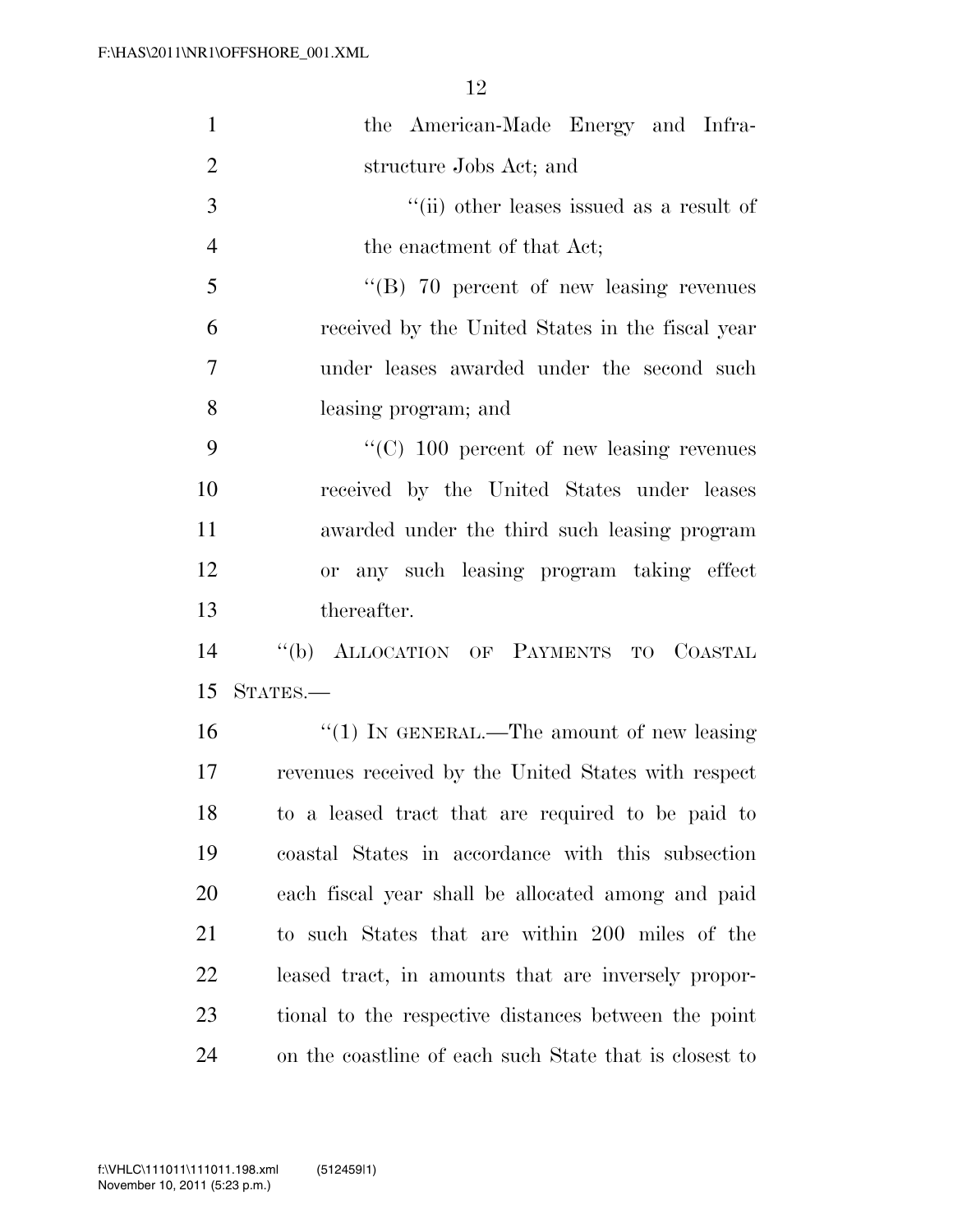the American-Made Energy and Infrastructure Jobs Act; and

''(ii) other leases issued as a result of the enactment of that Act;

''(B) 70 percent of new leasing revenues received by the United States in the fiscal year under leases awarded under the second such leasing program; and

''(C) 100 percent of new leasing revenues received by the United States under leases awarded under the third such leasing program or any such leasing program taking effect thereafter.

''(b) ALLOCATION OF PAYMENTS TO COASTAL STATES.—

''(1) IN GENERAL.—The amount of new leasing revenues received by the United States with respect to a leased tract that are required to be paid to coastal States in accordance with this subsection each fiscal year shall be allocated among and paid to such States that are within 200 miles of the leased tract, in amounts that are inversely proportional to the respective distances between the point on the coastline of each such State that is closest to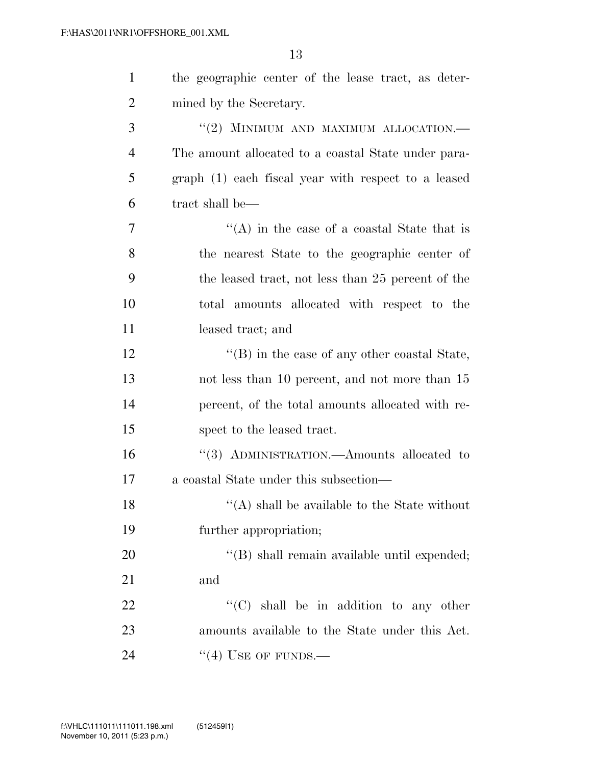the geographic center of the lease tract, as determined by the Secretary.

''(2) MINIMUM AND MAXIMUM ALLOCATION.—The amount allocated to a coastal State under paragraph (1) each fiscal year with respect to a leased tract shall be—

''(A) in the case of a coastal State that is the nearest State to the geographic center of the leased tract, not less than 25 percent of the total amounts allocated with respect to the leased tract; and

''(B) in the case of any other coastal State, not less than 10 percent, and not more than 15 percent, of the total amounts allocated with respect to the leased tract.

''(3) ADMINISTRATION.—Amounts allocated to a coastal State under this subsection—

''(A) shall be available to the State without further appropriation;

''(B) shall remain available until expended; and

''(C) shall be in addition to any other amounts available to the State under this Act.

''(4) USE OF FUNDS.—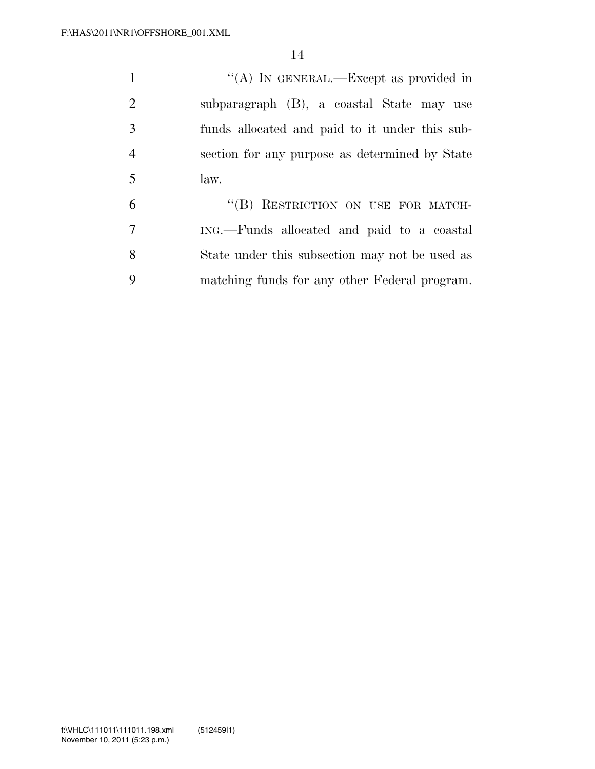"(A) IN GENERAL.—Except as provided in subparagraph (B), a coastal State may use funds allocated and paid to it under this subsection for any purpose as determined by State law.

"(B) RESTRICTION ON USE FOR MATCHING.—Funds allocated and paid to a coastal State under this subsection may not be used as matching funds for any other Federal program.